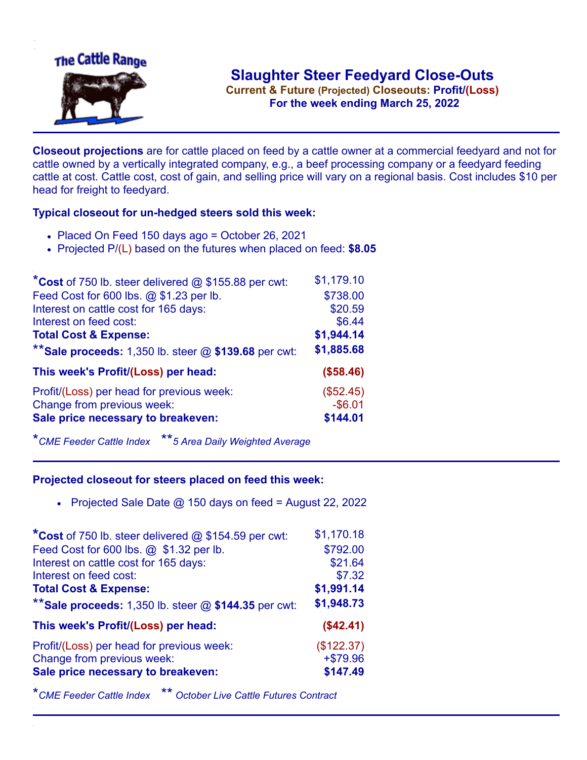# Slaughter Steer Feedyard Close-Outs

**Current & Future (Projected) Closeouts: Profit/(Loss)**

**For the week ending March 25, 2022**

The Cattle Range

---

**Closeout projections** are for cattle placed on feed by a cattle owner at a commercial feedyard and not for cattle owned by a vertically integrated company, e.g., a beef processing company or a feedyard feeding cattle at cost. Cattle cost, cost of gain, and selling price will vary on a regional basis. Cost includes $10 per head for freight to feedyard.

### Typical closeout for un-hedged steers sold this week:

- Placed On Feed 150 days ago = October 26, 2021
- Projected P/(L) based on the futures when placed on feed: **$8.05**

| | |
|---|---|
| *__Cost__ of 750 lb. steer delivered @ $155.88 per cwt: | $1,179.10 |
| Feed Cost for 600 lbs. @ $1.23 per lb. | $738.00 |
| Interest on cattle cost for 165 days: | $20.59 |
| Interest on feed cost: | $6.44 |
| **Total Cost & Expense:** | **$1,944.14** |
| **__Sale proceeds:__ 1,350 lb. steer @ **$139.68** per cwt: | **$1,885.68** |
| **This week's Profit/(Loss) per head:** | **($58.46)** |
| Profit/(Loss) per head for previous week: | ($52.45) |
| Change from previous week: | -$6.01 |
| **Sale price necessary to breakeven:** | **$144.01** |

*\*CME Feeder Cattle Index* *\*\*5 Area Daily Weighted Average*

---

### Projected closeout for steers placed on feed this week:

- Projected Sale Date @ 150 days on feed = August 22, 2022

| | |
|---|---|
| *__Cost__ of 750 lb. steer delivered @ $154.59 per cwt: | $1,170.18 |
| Feed Cost for 600 lbs. @ $1.32 per lb. | $792.00 |
| Interest on cattle cost for 165 days: | $21.64 |
| Interest on feed cost: | $7.32 |
| **Total Cost & Expense:** | **$1,991.14** |
| **__Sale proceeds:__ 1,350 lb. steer @ **$144.35** per cwt: | **$1,948.73** |
| **This week's Profit/(Loss) per head:** | **($42.41)** |
| Profit/(Loss) per head for previous week: | ($122.37) |
| Change from previous week: | +$79.96 |
| **Sale price necessary to breakeven:** | **$147.49** |

*\*CME Feeder Cattle Index* *\*\* October Live Cattle Futures Contract*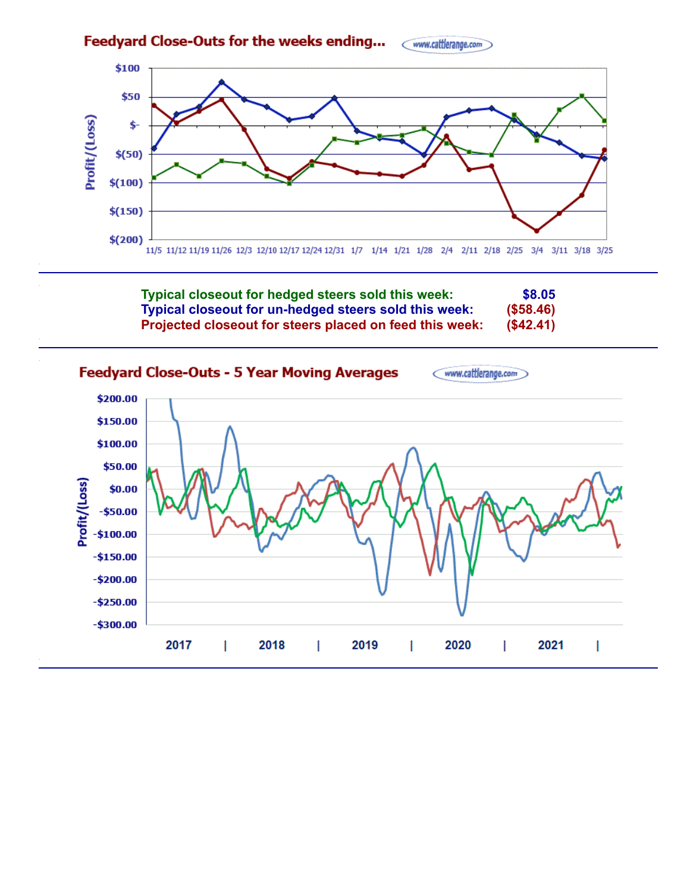## Feedyard Close-Outs for the weeks ending...

www.cattlerange.com

$100
$50
$-
$(50)
$(100)
$(150)
$(200)

Profit/(Loss)

11/5 11/12 11/19 11/26 12/3 12/10 12/17 12/24 12/31 1/7 1/14 1/21 1/28 2/4 2/11 2/18 2/25 3/4 3/11 3/18 3/25

---

| | |
|---|---|
| Typical closeout for hedged steers sold this week: | $8.05 |
| Typical closeout for un-hedged steers sold this week: | ($58.46) |
| Projected closeout for steers placed on feed this week: | ($42.41) |

---

## Feedyard Close-Outs - 5 Year Moving Averages

www.cattlerange.com

$200.00
$150.00
$100.00
$50.00
$0.00
-$50.00
-$100.00
-$150.00
-$200.00
-$250.00
-$300.00

Profit/(Loss)

2017 | 2018 | 2019 | 2020 | 2021 |